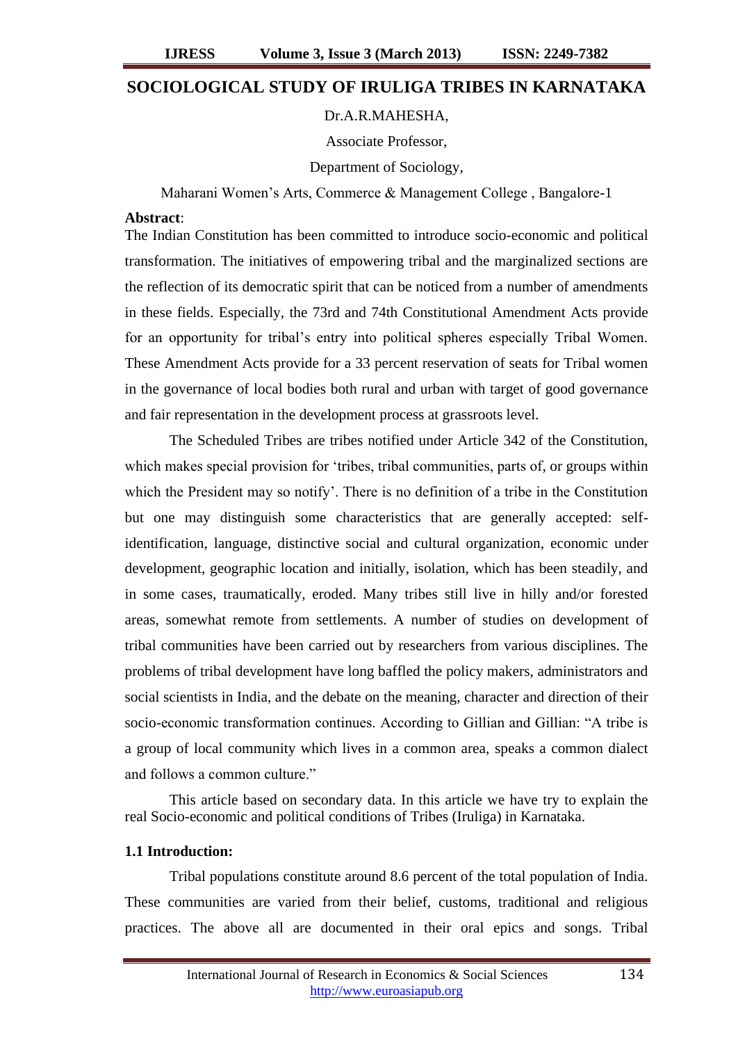# SOCIOLOGICAL STUDY OF IRULIGA TRIBES IN KARNATAKA

Dr.A.R.MAHESHA,

Associate Professor,

Department of Sociology,

Maharani Women's Arts, Commerce & Management College , Bangalore-1

**Abstract**:

The Indian Constitution has been committed to introduce socio-economic and political transformation. The initiatives of empowering tribal and the marginalized sections are the reflection of its democratic spirit that can be noticed from a number of amendments in these fields. Especially, the 73rd and 74th Constitutional Amendment Acts provide for an opportunity for tribal's entry into political spheres especially Tribal Women. These Amendment Acts provide for a 33 percent reservation of seats for Tribal women in the governance of local bodies both rural and urban with target of good governance and fair representation in the development process at grassroots level.

The Scheduled Tribes are tribes notified under Article 342 of the Constitution, which makes special provision for 'tribes, tribal communities, parts of, or groups within which the President may so notify'. There is no definition of a tribe in the Constitution but one may distinguish some characteristics that are generally accepted: self-identification, language, distinctive social and cultural organization, economic under development, geographic location and initially, isolation, which has been steadily, and in some cases, traumatically, eroded. Many tribes still live in hilly and/or forested areas, somewhat remote from settlements. A number of studies on development of tribal communities have been carried out by researchers from various disciplines. The problems of tribal development have long baffled the policy makers, administrators and social scientists in India, and the debate on the meaning, character and direction of their socio-economic transformation continues. According to Gillian and Gillian: "A tribe is a group of local community which lives in a common area, speaks a common dialect and follows a common culture."

This article based on secondary data. In this article we have try to explain the real Socio-economic and political conditions of Tribes (Iruliga) in Karnataka.

### 1.1 Introduction:

Tribal populations constitute around 8.6 percent of the total population of India. These communities are varied from their belief, customs, traditional and religious practices. The above all are documented in their oral epics and songs. Tribal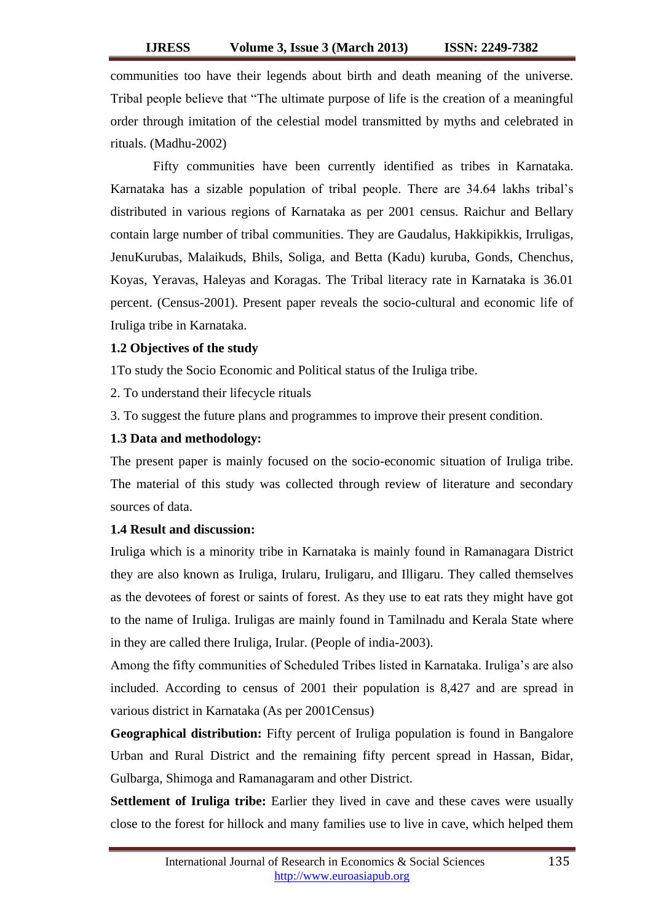communities too have their legends about birth and death meaning of the universe. Tribal people believe that "The ultimate purpose of life is the creation of a meaningful order through imitation of the celestial model transmitted by myths and celebrated in rituals. (Madhu-2002)

Fifty communities have been currently identified as tribes in Karnataka. Karnataka has a sizable population of tribal people. There are 34.64 lakhs tribal's distributed in various regions of Karnataka as per 2001 census. Raichur and Bellary contain large number of tribal communities. They are Gaudalus, Hakkipikkis, Irruligas, JenuKurubas, Malaikuds, Bhils, Soliga, and Betta (Kadu) kuruba, Gonds, Chenchus, Koyas, Yeravas, Haleyas and Koragas. The Tribal literacy rate in Karnataka is 36.01 percent. (Census-2001). Present paper reveals the socio-cultural and economic life of Iruliga tribe in Karnataka.

### 1.2 Objectives of the study

1To study the Socio Economic and Political status of the Iruliga tribe.

2. To understand their lifecycle rituals

3. To suggest the future plans and programmes to improve their present condition.

### 1.3 Data and methodology:

The present paper is mainly focused on the socio-economic situation of Iruliga tribe. The material of this study was collected through review of literature and secondary sources of data.

### 1.4 Result and discussion:

Iruliga which is a minority tribe in Karnataka is mainly found in Ramanagara District they are also known as Iruliga, Irularu, Iruligaru, and Illigaru. They called themselves as the devotees of forest or saints of forest. As they use to eat rats they might have got to the name of Iruliga. Iruligas are mainly found in Tamilnadu and Kerala State where in they are called there Iruliga, Irular. (People of india-2003).

Among the fifty communities of Scheduled Tribes listed in Karnataka. Iruliga's are also included. According to census of 2001 their population is 8,427 and are spread in various district in Karnataka (As per 2001Census)

**Geographical distribution:** Fifty percent of Iruliga population is found in Bangalore Urban and Rural District and the remaining fifty percent spread in Hassan, Bidar, Gulbarga, Shimoga and Ramanagaram and other District.

**Settlement of Iruliga tribe:** Earlier they lived in cave and these caves were usually close to the forest for hillock and many families use to live in cave, which helped them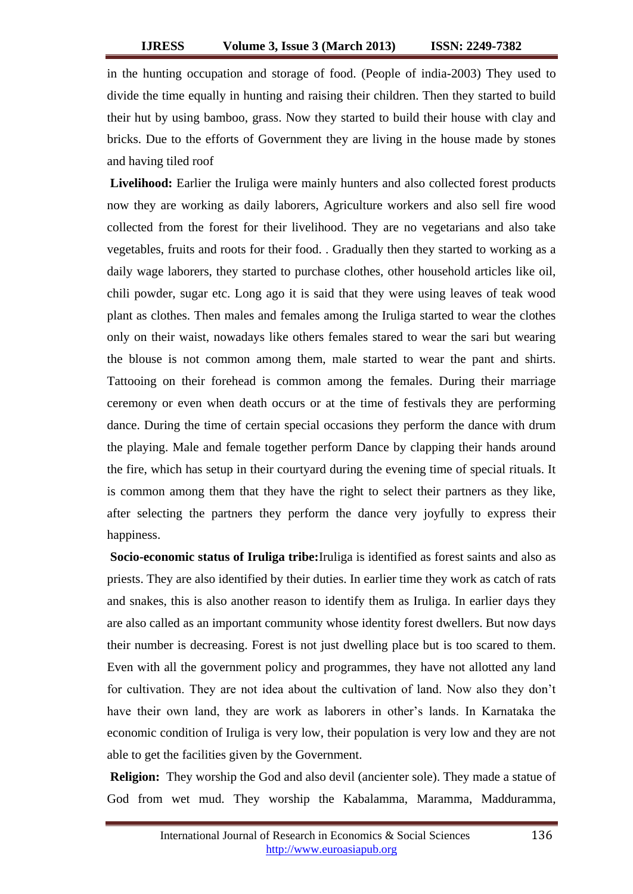in the hunting occupation and storage of food. (People of india-2003) They used to divide the time equally in hunting and raising their children. Then they started to build their hut by using bamboo, grass. Now they started to build their house with clay and bricks. Due to the efforts of Government they are living in the house made by stones and having tiled roof

**Livelihood:** Earlier the Iruliga were mainly hunters and also collected forest products now they are working as daily laborers, Agriculture workers and also sell fire wood collected from the forest for their livelihood. They are no vegetarians and also take vegetables, fruits and roots for their food. . Gradually then they started to working as a daily wage laborers, they started to purchase clothes, other household articles like oil, chili powder, sugar etc. Long ago it is said that they were using leaves of teak wood plant as clothes. Then males and females among the Iruliga started to wear the clothes only on their waist, nowadays like others females stared to wear the sari but wearing the blouse is not common among them, male started to wear the pant and shirts. Tattooing on their forehead is common among the females. During their marriage ceremony or even when death occurs or at the time of festivals they are performing dance. During the time of certain special occasions they perform the dance with drum the playing. Male and female together perform Dance by clapping their hands around the fire, which has setup in their courtyard during the evening time of special rituals. It is common among them that they have the right to select their partners as they like, after selecting the partners they perform the dance very joyfully to express their happiness.

**Socio-economic status of Iruliga tribe:**Iruliga is identified as forest saints and also as priests. They are also identified by their duties. In earlier time they work as catch of rats and snakes, this is also another reason to identify them as Iruliga. In earlier days they are also called as an important community whose identity forest dwellers. But now days their number is decreasing. Forest is not just dwelling place but is too scared to them. Even with all the government policy and programmes, they have not allotted any land for cultivation. They are not idea about the cultivation of land. Now also they don't have their own land, they are work as laborers in other's lands. In Karnataka the economic condition of Iruliga is very low, their population is very low and they are not able to get the facilities given by the Government.

**Religion:** They worship the God and also devil (ancienter sole). They made a statue of God from wet mud. They worship the Kabalamma, Maramma, Madduramma,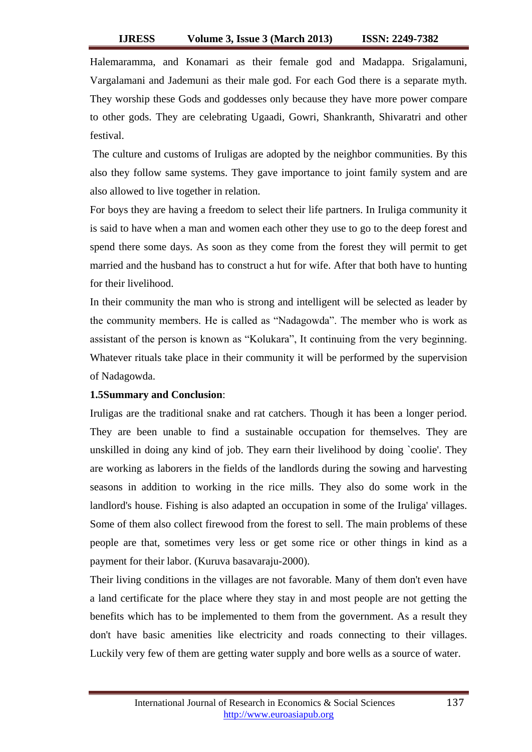Halemaramma, and Konamari as their female god and Madappa. Srigalamuni, Vargalamani and Jademuni as their male god. For each God there is a separate myth. They worship these Gods and goddesses only because they have more power compare to other gods. They are celebrating Ugaadi, Gowri, Shankranth, Shivaratri and other festival.

The culture and customs of Iruligas are adopted by the neighbor communities. By this also they follow same systems. They gave importance to joint family system and are also allowed to live together in relation.

For boys they are having a freedom to select their life partners. In Iruliga community it is said to have when a man and women each other they use to go to the deep forest and spend there some days. As soon as they come from the forest they will permit to get married and the husband has to construct a hut for wife. After that both have to hunting for their livelihood.

In their community the man who is strong and intelligent will be selected as leader by the community members. He is called as "Nadagowda". The member who is work as assistant of the person is known as "Kolukara", It continuing from the very beginning. Whatever rituals take place in their community it will be performed by the supervision of Nadagowda.

**1.5Summary and Conclusion**:

Iruligas are the traditional snake and rat catchers. Though it has been a longer period. They are been unable to find a sustainable occupation for themselves. They are unskilled in doing any kind of job. They earn their livelihood by doing `coolie'. They are working as laborers in the fields of the landlords during the sowing and harvesting seasons in addition to working in the rice mills. They also do some work in the landlord's house. Fishing is also adapted an occupation in some of the Iruliga' villages. Some of them also collect firewood from the forest to sell. The main problems of these people are that, sometimes very less or get some rice or other things in kind as a payment for their labor. (Kuruva basavaraju-2000).

Their living conditions in the villages are not favorable. Many of them don't even have a land certificate for the place where they stay in and most people are not getting the benefits which has to be implemented to them from the government. As a result they don't have basic amenities like electricity and roads connecting to their villages. Luckily very few of them are getting water supply and bore wells as a source of water.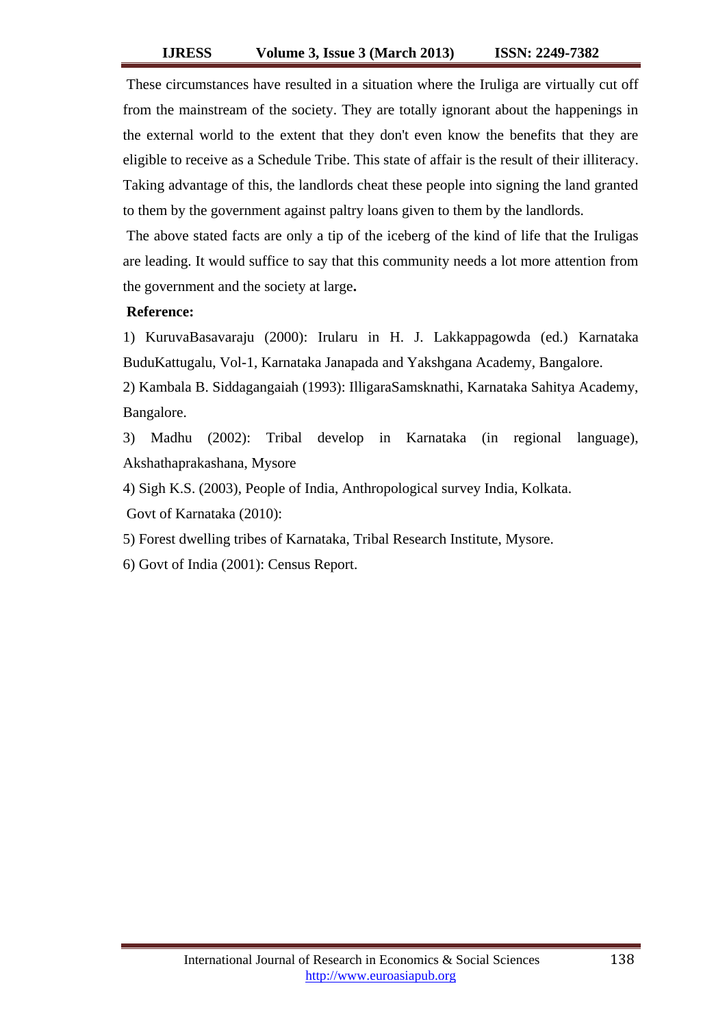These circumstances have resulted in a situation where the Iruliga are virtually cut off from the mainstream of the society. They are totally ignorant about the happenings in the external world to the extent that they don't even know the benefits that they are eligible to receive as a Schedule Tribe. This state of affair is the result of their illiteracy. Taking advantage of this, the landlords cheat these people into signing the land granted to them by the government against paltry loans given to them by the landlords.

The above stated facts are only a tip of the iceberg of the kind of life that the Iruligas are leading. It would suffice to say that this community needs a lot more attention from the government and the society at large**.**

**Reference:**

1) KuruvaBasavaraju (2000): Irularu in H. J. Lakkappagowda (ed.) Karnataka BuduKattugalu, Vol-1, Karnataka Janapada and Yakshgana Academy, Bangalore.

2) Kambala B. Siddagangaiah (1993): IlligaraSamsknathi, Karnataka Sahitya Academy, Bangalore.

3) Madhu (2002): Tribal develop in Karnataka (in regional language), Akshathaprakashana, Mysore

4) Sigh K.S. (2003), People of India, Anthropological survey India, Kolkata.

Govt of Karnataka (2010):

5) Forest dwelling tribes of Karnataka, Tribal Research Institute, Mysore.

6) Govt of India (2001): Census Report.